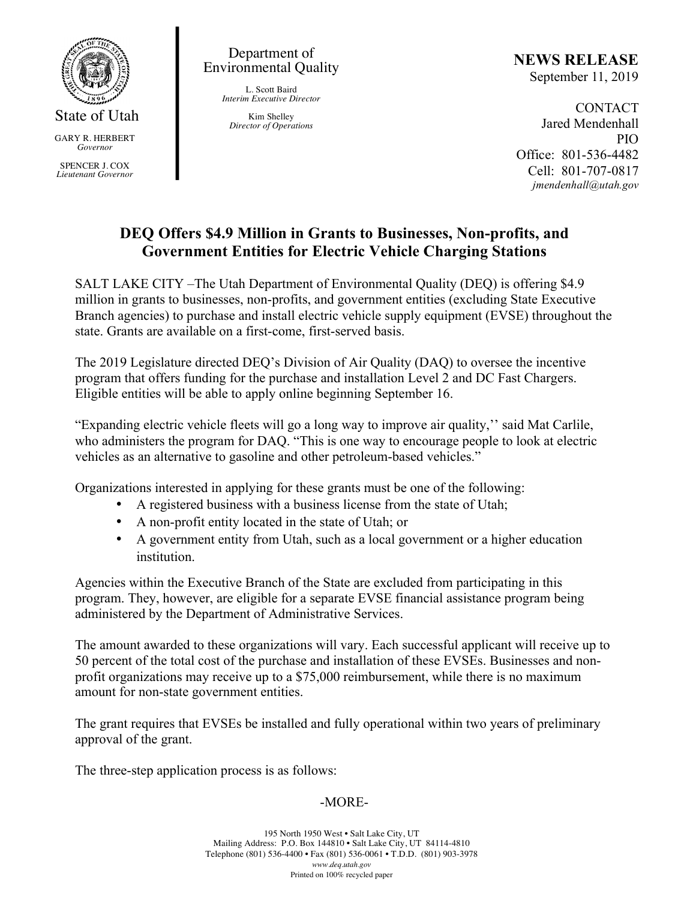State of Utah

GARY R. HERBERT
*Governor*

SPENCER J. COX
*Lieutenant Governor*

Department of
Environmental Quality

L. Scott Baird
*Interim Executive Director*

Kim Shelley
*Director of Operations*

**NEWS RELEASE**
September 11, 2019

CONTACT
Jared Mendenhall
PIO
Office: 801-536-4482
Cell: 801-707-0817
*jmendenhall@utah.gov*

## DEQ Offers $4.9 Million in Grants to Businesses, Non-profits, and Government Entities for Electric Vehicle Charging Stations

SALT LAKE CITY –The Utah Department of Environmental Quality (DEQ) is offering $4.9 million in grants to businesses, non-profits, and government entities (excluding State Executive Branch agencies) to purchase and install electric vehicle supply equipment (EVSE) throughout the state. Grants are available on a first-come, first-served basis.

The 2019 Legislature directed DEQ's Division of Air Quality (DAQ) to oversee the incentive program that offers funding for the purchase and installation Level 2 and DC Fast Chargers. Eligible entities will be able to apply online beginning September 16.

"Expanding electric vehicle fleets will go a long way to improve air quality,'' said Mat Carlile, who administers the program for DAQ. "This is one way to encourage people to look at electric vehicles as an alternative to gasoline and other petroleum-based vehicles."

Organizations interested in applying for these grants must be one of the following:

- A registered business with a business license from the state of Utah;
- A non-profit entity located in the state of Utah; or
- A government entity from Utah, such as a local government or a higher education institution.

Agencies within the Executive Branch of the State are excluded from participating in this program. They, however, are eligible for a separate EVSE financial assistance program being administered by the Department of Administrative Services.

The amount awarded to these organizations will vary. Each successful applicant will receive up to 50 percent of the total cost of the purchase and installation of these EVSEs. Businesses and non-profit organizations may receive up to a $75,000 reimbursement, while there is no maximum amount for non-state government entities.

The grant requires that EVSEs be installed and fully operational within two years of preliminary approval of the grant.

The three-step application process is as follows:

-MORE-

195 North 1950 West • Salt Lake City, UT
Mailing Address: P.O. Box 144810 • Salt Lake City, UT 84114-4810
Telephone (801) 536-4400 • Fax (801) 536-0061 • T.D.D. (801) 903-3978
*www.deq.utah.gov*
Printed on 100% recycled paper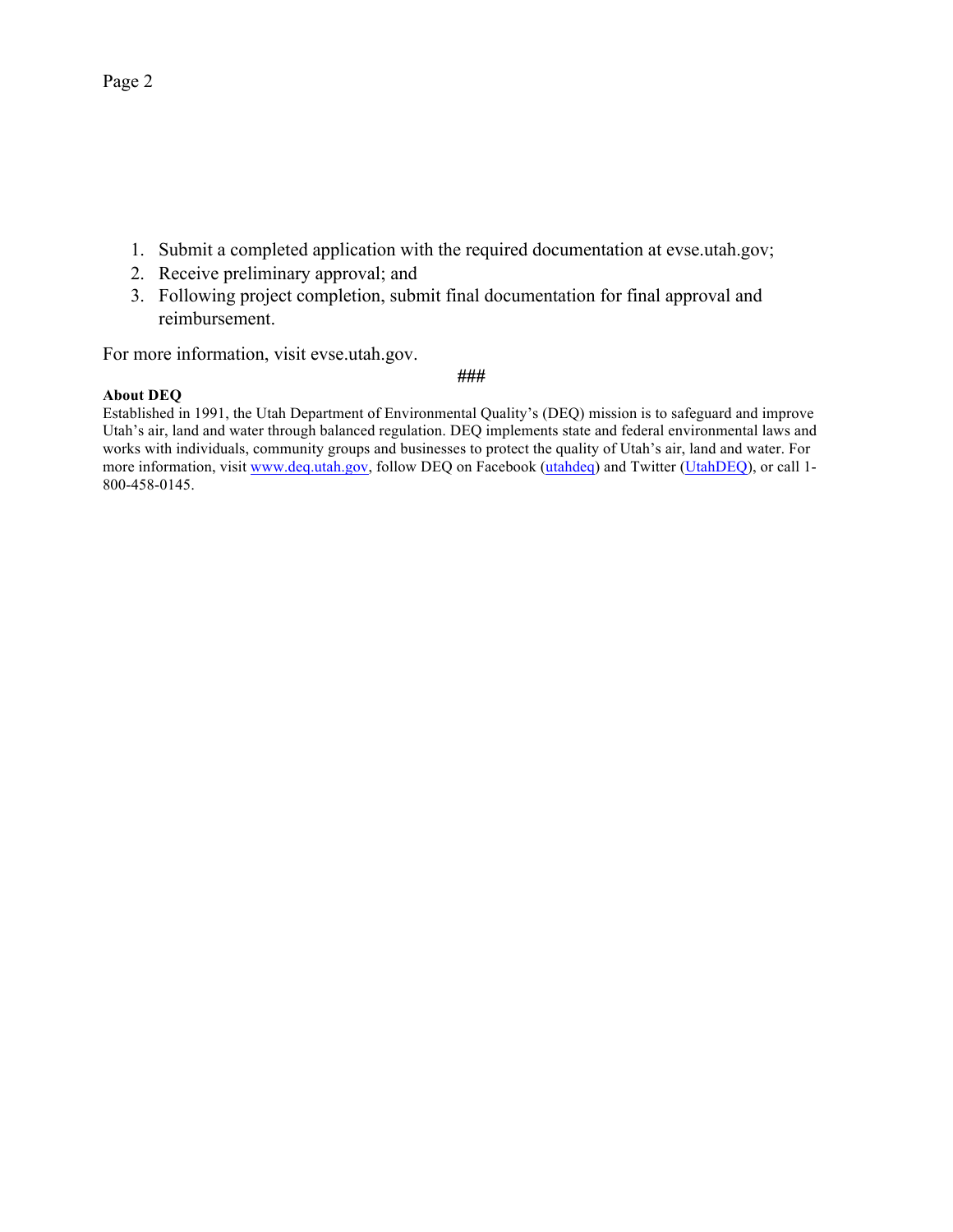1. Submit a completed application with the required documentation at evse.utah.gov;
2. Receive preliminary approval; and
3. Following project completion, submit final documentation for final approval and reimbursement.

For more information, visit evse.utah.gov.

###

**About DEQ**

Established in 1991, the Utah Department of Environmental Quality's (DEQ) mission is to safeguard and improve Utah's air, land and water through balanced regulation. DEQ implements state and federal environmental laws and works with individuals, community groups and businesses to protect the quality of Utah's air, land and water. For more information, visit www.deq.utah.gov, follow DEQ on Facebook (utahdeq) and Twitter (UtahDEQ), or call 1-800-458-0145.